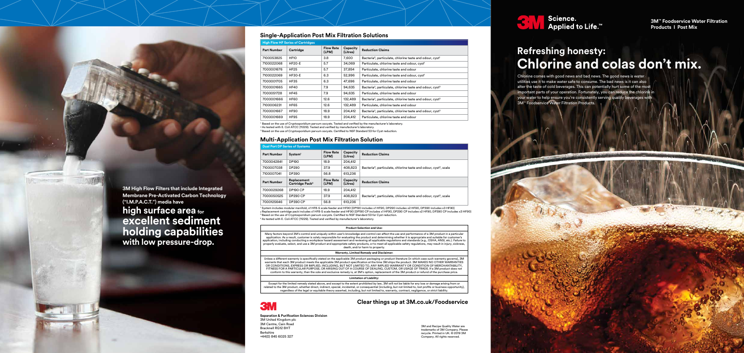**3M High Flow Filters that include Integrated Membrane Pre-Activated Carbon Technology ("I.M.P.A.C.T.") media have**

## high surface area for excellent sediment holding capabilities with low pressure-drop.

## Single-Application Post Mix Filtration Solutions

| High Flow HF Series of Cartridges | | | | |
|---|---|---|---|---|
| **Part Number** | **Cartridge** | **Flow Rate (LPM)** | **Capacity (Litres)** | **Reduction Claims** |
| 7100053825 | HF10 | 3.8 | 7,600 | Bacteria², particulate, chlorine taste and odour, cyst¹ |
| 7100022068 | HF20-E | 5.7 | 34,069 | Particulate, chlorine taste and odour, cyst¹ |
| 7000001676 | HF25 | 5.7 | 37,854 | Particulate, chlorine taste and odour |
| 7100022069 | HF30-E | 6.3 | 52,996 | Particulate, chlorine taste and odour, cyst¹ |
| 7000001705 | HF35 | 6.3 | 47,696 | Particulate, chlorine taste and odour |
| 7000001665 | HF40 | 7.9 | 94,635 | Bacteria², particulate, chlorine taste and odour, cyst³ |
| 7000051728 | HF45 | 7.9 | 94,635 | Particulate, chlorine taste and odour |
| 7000001666 | HF60 | 12.6 | 132,489 | Bacteria², particulate, chlorine taste and odour, cyst³ |
| 7100006231 | HF65 | 12.6 | 132,489 | Particulate, chlorine taste and odour |
| 7000001667 | HF90 | 18.9 | 204,412 | Bacteria², particulate, chlorine taste and odour, cyst³ |
| 7000001669 | HF95 | 18.9 | 204,412 | Particulate, chlorine taste and odour |

¹ Based on the use of Cryptosporidium parvum oocysts. Tested and verified by the manufacturer's laboratory.
² As tested with E. Coli ATCC (11229). Tested and verified by manufacturer's laboratory.
³ Based on the use of Cryptosporidium parvum oocysts. Certified to NSF Standard 53 for Cyst reduction.

## Multi-Application Post Mix Filtration Solution

| Dual Port DP Series of Systems | | | | |
|---|---|---|---|---|
| **Part Number** | **System¹** | **Flow Rate (LPM)** | **Capacity (Litres)** | **Reduction Claims** |
| 7000042841 | DP190 | 18.9 | 204,412 | Bacteria⁴, particulate, chlorine taste and odour, cyst³, scale |
| 7100007038 | DP290 | 37.9 | 408,823 | |
| 7100007041 | DP390 | 56.8 | 613,236 | |
| **Part Number** | **Replacement Cartridge Pack²** | **Flow Rate (LPM)** | **Capacity (Litres)** | **Reduction Claims** |
| 7000029268 | DP190 CP | 18.9 | 204,412 | Bacteria⁴, particulate, chlorine taste and odour, cyst³, scale |
| 7000050625 | DP290 CP | 37.9 | 408,823 | |
| 7000125646 | DP390 CP | 56.8 | 613,236 | |

¹ System includes modular manifold, x1 HF8-S scale feeder and HF90 (DP190 includes x1 HF90, DP290 includes x2 HF90, DP390 includes x3 HF90)
² Replacement cartridge pack includes x1 HF8-S scale feeder and HF90 (DP190 CP includes x1 HF90, DP290 CP includes x2 HF90, DP390 CP includes x3 HF90)
³ Based on the use of Cryptosporidium parvum oocysts. Certified to NSF Standard 53 for Cyst reduction.
⁴ As tested with E. Coli ATCC (11229). Tested and verified by manufacturer's laboratory.

**Product Selection and Use:**

Many factors beyond 3M's control and uniquely within user's knowledge and control can affect the use and performance of a 3M product in a particular application. As a result, customer is solely responsible for evaluating the product and determining whether it is appropriate and suitable for customer's application, including conducting a workplace hazard assessment and reviewing all applicable regulations and standards (e.g., OSHA, ANSI, etc.). Failure to properly evaluate, select, and use a 3M product and appropriate safety products, or to meet all applicable safety regulations, may result in injury, sickness, death, and/or harm to property.

**Warranty, Limited Remedy and Disclaimer:**

Unless a different warranty is specifically stated on the applicable 3M product packaging or product literature (in which case such warranty governs), 3M warrants that each 3M product meets the applicable 3M product specification at the time 3M ships the product. 3M MAKES NO OTHER WARRANTIES OR CONDITIONS, EXPRESS OR IMPLIED, INCLUDING, BUT NOT LIMITED TO, ANY IMPLIED WARRANTY OR CONDITION OF MERCHANTABILITY, FITNESS FOR A PARTICULAR PURPOSE, OR ARISING OUT OF A COURSE OF DEALING, CUSTOM, OR USAGE OF TRADE. If a 3M product does not conform to this warranty, then the sole and exclusive remedy is, at 3M's option, replacement of the 3M product or refund of the purchase price.

**Limitation of Liability:**

Except for the limited remedy stated above, and except to the extent prohibited by law, 3M will not be liable for any loss or damage arising from or related to the 3M product, whether direct, indirect, special, incidental, or consequential (including, but not limited to, lost profits or business opportunity), regardless of the legal or equitable theory asserted, including, but not limited to, warranty, contract, negligence, or strict liability.

**Clear things up at 3M.co.uk/Foodservice**

3M

**Separation & Purification Sciences Division**
3M United Kingdom plc
3M Centre, Cain Road
Bracknell RG12 8HT
Berkshire
+44(0) 845 6025 327

3M and Recipe Quality Water are trademarks of 3M Company. Please recycle. Printed in UK. © 2019 3M Company. All rights reserved.

3M Science. Applied to Life.™

**3M™ Foodservice Water Filtration Products | Post Mix**

# Refreshing honesty: Chlorine and colas don't mix.

Chlorine comes with good news and bad news. The good news is water utilities use it to make water safe to consume. The bad news is it can also alter the taste of cold beverages. This can potentially hurt some of the most important parts of your operation. Fortunately, you can reduce the chlorine in your water to help ensure you're consistently serving quality beverages with 3M™ Foodservice Water Filtration Products.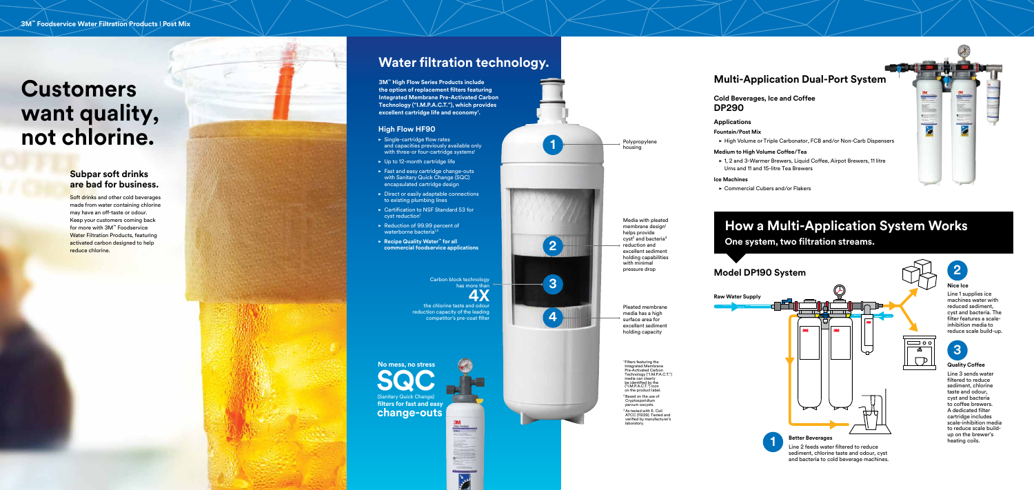# Customers want quality, not chlorine.

## Subpar soft drinks are bad for business.

Soft drinks and other cold beverages made from water containing chlorine may have an off-taste or odour. Keep your customers coming back for more with 3M™ Foodservice Water Filtration Products, featuring activated carbon designed to help reduce chlorine.

## Water filtration technology.

**3M™ High Flow Series Products include the option of replacement filters featuring Integrated Membrane Pre-Activated Carbon Technology ("I.M.P.A.C.T."), which provides excellent cartridge life and economy[1].**

### High Flow HF90

- Single-cartridge flow rates and capacities previously available only with three-or four-cartridge systems[1]
- Up to 12-month cartridge life
- Fast and easy cartridge change-outs with Sanitary Quick Change (SQC) encapsulated cartridge design
- Direct or easily adaptable connections to existing plumbing lines
- Certification to NSF Standard 53 for cyst reduction[1]
- Reduction of 99.99 percent of waterborne bacteria[1,3]
- **Recipe Quality Water™ for all commercial foodservice applications**

1 Polypropylene housing

2 Media with pleated membrane design[1] helps provide cyst[2] and bacteria[3] reduction and excellent sediment holding capabilities with minimal pressure drop

3 Carbon block technology has more than **4X** the chlorine taste and odour reduction capacity of the leading competitor's pre-coat filter

4 Pleated membrane media has a high surface area for excellent sediment holding capacity

[1] Filters featuring the Integrated Membrane Pre-Activated Carbon Technology ("I.M.P.A.C.T.") media can clearly be identified by the ("I.M.P.A.C.T.") icon on the product label.
[2] Based on the use of Cryptosporidium parvum oocysts.
[3] As tested with E. Coli ATCC (11229). Tested and verified by manufacturer's laboratory.

**No mess, no stress**

**SQC** (Sanitary Quick Change) **filters for fast and easy change-outs**

## Multi-Application Dual-Port System

### Cold Beverages, Ice and Coffee DP290

#### Applications

**Fountain/Post Mix**

- High Volume or Triple Carbonator, FCB and/or Non-Carb Dispensers

**Medium to High Volume Coffee/Tea**

- 1, 2 and 3-Warmer Brewers, Liquid Coffee, Airpot Brewers, 11 litre Urns and 11 and 15-litre Tea Brewers

**Ice Machines**

- Commercial Cubers and/or Flakers

## How a Multi-Application System Works

**One system, two filtration streams.**

### Model DP190 System

Raw Water Supply

**1 Better Beverages**

Line 2 feeds water filtered to reduce sediment, chlorine taste and odour, cyst and bacteria to cold beverage machines.

**2 Nice Ice**

Line 1 supplies ice machines water with reduced sediment, cyst and bacteria. The filter features a scale-inhibition media to reduce scale build-up.

**3 Quality Coffee**

Line 3 sends water filtered to reduce sediment, chlorine taste and odour, cyst and bacteria to coffee brewers. A dedicated filter cartridge includes scale-inhibition media to reduce scale build-up on the brewer's heating coils.